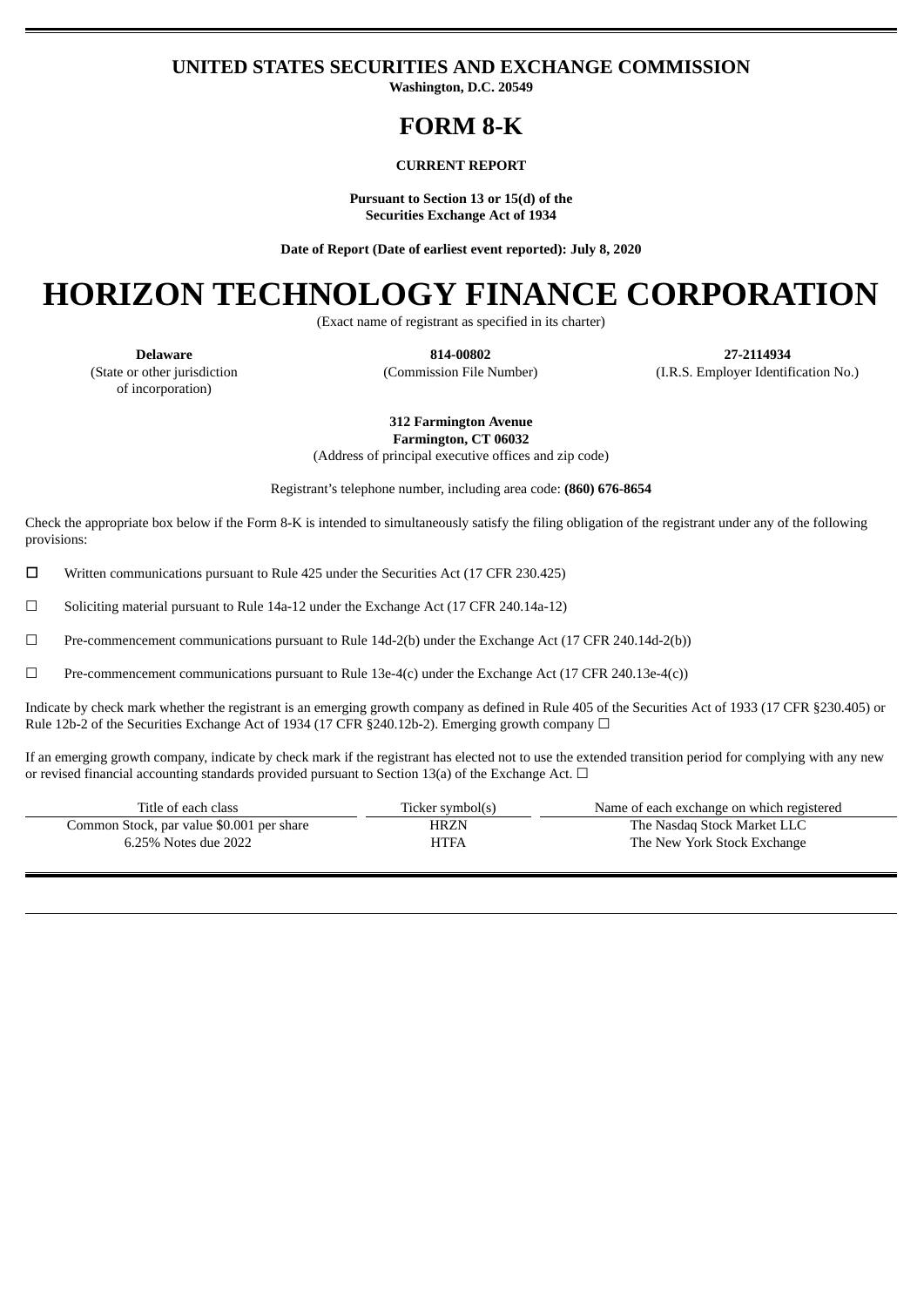# UNITED STATES SECURITIES AND EXCHANGE COMMISSION

**Washington, D.C. 20549**

# FORM 8-K

**CURRENT REPORT**

**Pursuant to Section 13 or 15(d) of the Securities Exchange Act of 1934**

**Date of Report (Date of earliest event reported): July 8, 2020**

# HORIZON TECHNOLOGY FINANCE CORPORATION

(Exact name of registrant as specified in its charter)

| **Delaware** | **814-00802** | **27-2114934** |
|---|---|---|
| (State or other jurisdiction of incorporation) | (Commission File Number) | (I.R.S. Employer Identification No.) |

**312 Farmington Avenue**
**Farmington, CT 06032**
(Address of principal executive offices and zip code)

Registrant's telephone number, including area code: **(860) 676-8654**

Check the appropriate box below if the Form 8-K is intended to simultaneously satisfy the filing obligation of the registrant under any of the following provisions:

☐ Written communications pursuant to Rule 425 under the Securities Act (17 CFR 230.425)

☐ Soliciting material pursuant to Rule 14a-12 under the Exchange Act (17 CFR 240.14a-12)

☐ Pre-commencement communications pursuant to Rule 14d-2(b) under the Exchange Act (17 CFR 240.14d-2(b))

☐ Pre-commencement communications pursuant to Rule 13e-4(c) under the Exchange Act (17 CFR 240.13e-4(c))

Indicate by check mark whether the registrant is an emerging growth company as defined in Rule 405 of the Securities Act of 1933 (17 CFR §230.405) or Rule 12b-2 of the Securities Exchange Act of 1934 (17 CFR §240.12b-2). Emerging growth company ☐

If an emerging growth company, indicate by check mark if the registrant has elected not to use the extended transition period for complying with any new or revised financial accounting standards provided pursuant to Section 13(a) of the Exchange Act. ☐

| Title of each class | Ticker symbol(s) | Name of each exchange on which registered |
|---|---|---|
| Common Stock, par value $0.001 per share | HRZN | The Nasdaq Stock Market LLC |
| 6.25% Notes due 2022 | HTFA | The New York Stock Exchange |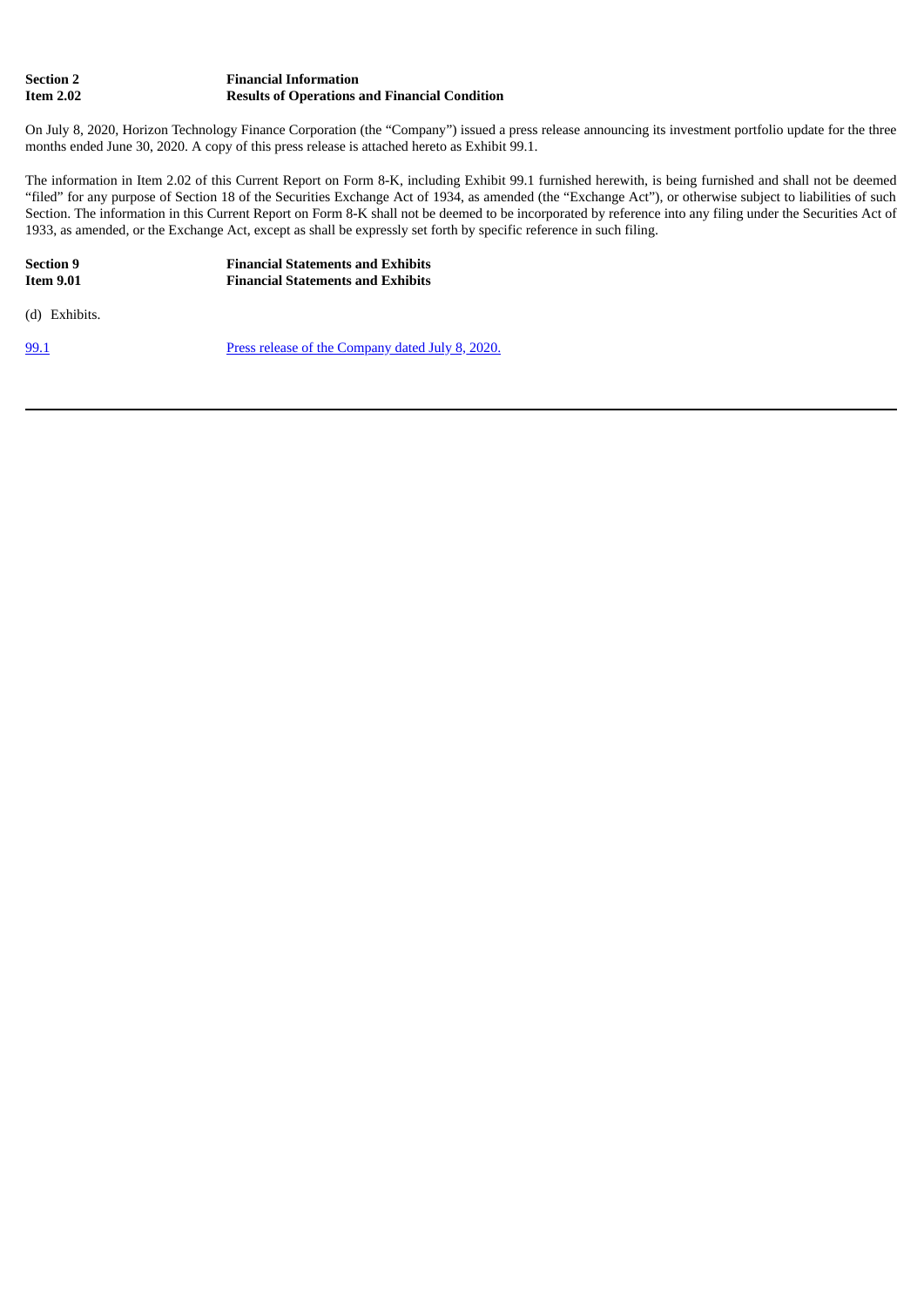**Section 2** **Financial Information**
**Item 2.02** **Results of Operations and Financial Condition**

On July 8, 2020, Horizon Technology Finance Corporation (the "Company") issued a press release announcing its investment portfolio update for the three months ended June 30, 2020. A copy of this press release is attached hereto as Exhibit 99.1.

The information in Item 2.02 of this Current Report on Form 8-K, including Exhibit 99.1 furnished herewith, is being furnished and shall not be deemed "filed" for any purpose of Section 18 of the Securities Exchange Act of 1934, as amended (the "Exchange Act"), or otherwise subject to liabilities of such Section. The information in this Current Report on Form 8-K shall not be deemed to be incorporated by reference into any filing under the Securities Act of 1933, as amended, or the Exchange Act, except as shall be expressly set forth by specific reference in such filing.

**Section 9** **Financial Statements and Exhibits**
**Item 9.01** **Financial Statements and Exhibits**

(d) Exhibits.

| | |
|---|---|
| 99.1 | Press release of the Company dated July 8, 2020. |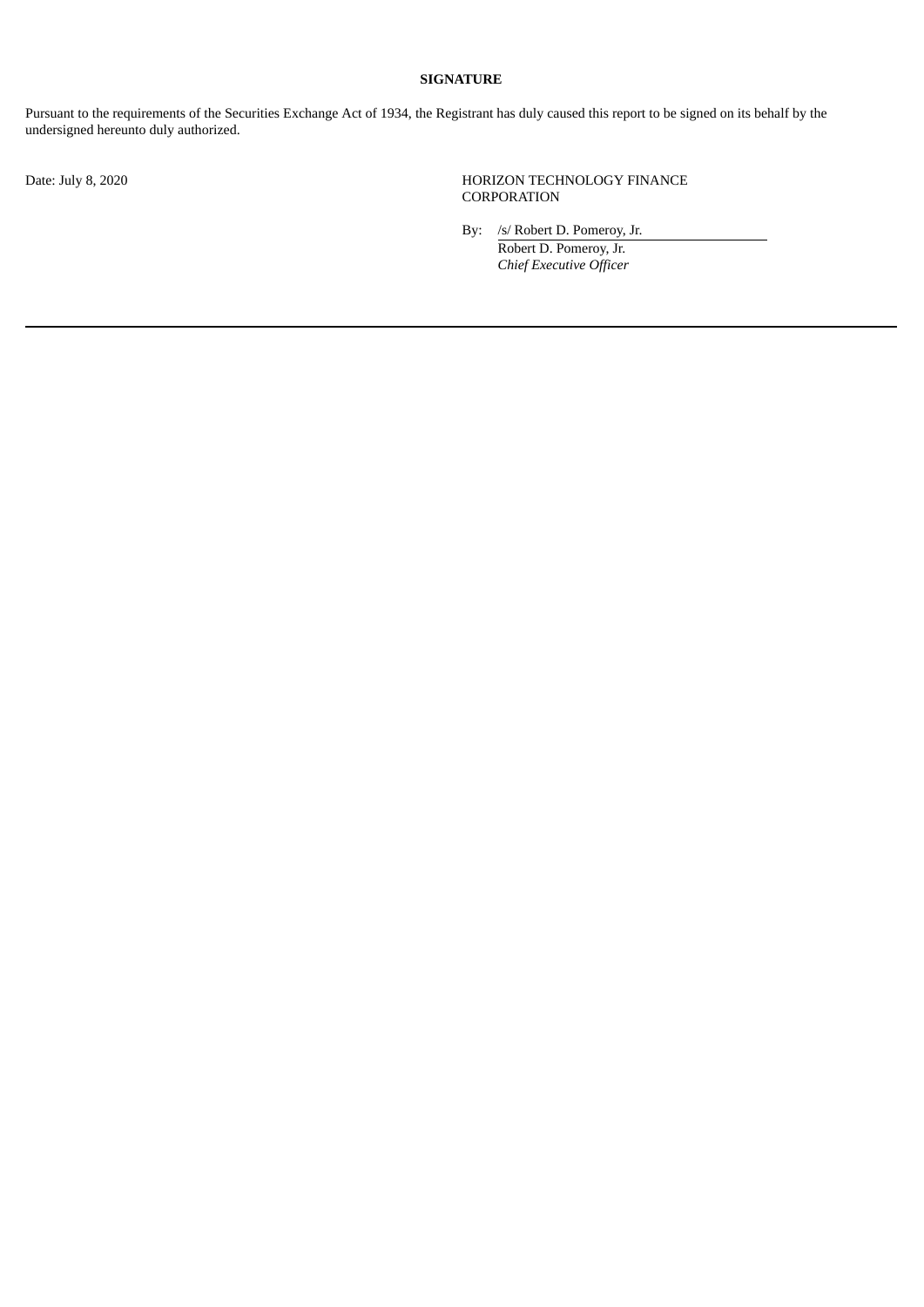**SIGNATURE**

Pursuant to the requirements of the Securities Exchange Act of 1934, the Registrant has duly caused this report to be signed on its behalf by the undersigned hereunto duly authorized.

Date: July 8, 2020

HORIZON TECHNOLOGY FINANCE CORPORATION

By: /s/ Robert D. Pomeroy, Jr.
Robert D. Pomeroy, Jr.
*Chief Executive Officer*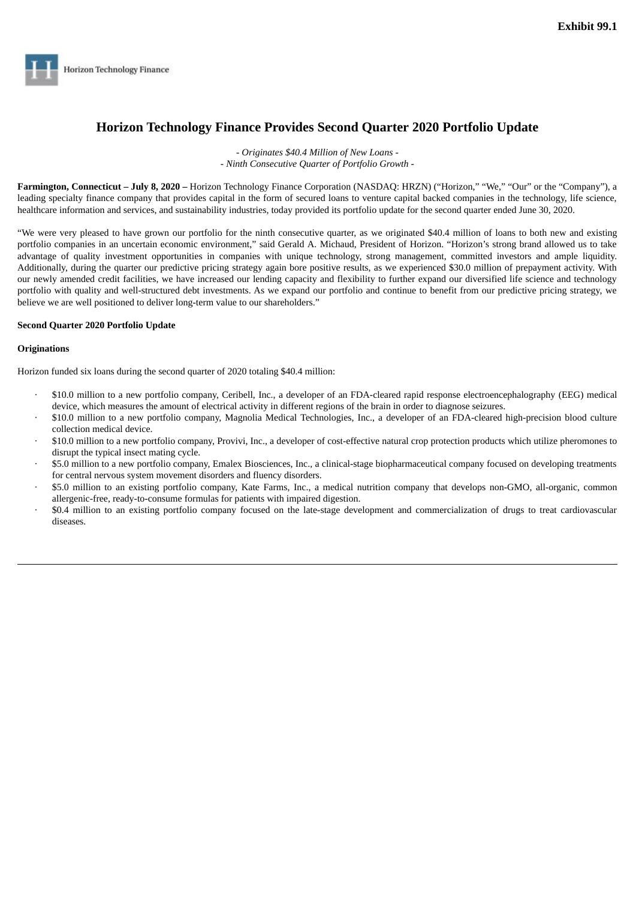Exhibit 99.1

Horizon Technology Finance

# Horizon Technology Finance Provides Second Quarter 2020 Portfolio Update

*- Originates $40.4 Million of New Loans -*
*- Ninth Consecutive Quarter of Portfolio Growth -*

**Farmington, Connecticut – July 8, 2020 –** Horizon Technology Finance Corporation (NASDAQ: HRZN) ("Horizon," "We," "Our" or the "Company"), a leading specialty finance company that provides capital in the form of secured loans to venture capital backed companies in the technology, life science, healthcare information and services, and sustainability industries, today provided its portfolio update for the second quarter ended June 30, 2020.

"We were very pleased to have grown our portfolio for the ninth consecutive quarter, as we originated $40.4 million of loans to both new and existing portfolio companies in an uncertain economic environment," said Gerald A. Michaud, President of Horizon. "Horizon's strong brand allowed us to take advantage of quality investment opportunities in companies with unique technology, strong management, committed investors and ample liquidity. Additionally, during the quarter our predictive pricing strategy again bore positive results, as we experienced $30.0 million of prepayment activity. With our newly amended credit facilities, we have increased our lending capacity and flexibility to further expand our diversified life science and technology portfolio with quality and well-structured debt investments. As we expand our portfolio and continue to benefit from our predictive pricing strategy, we believe we are well positioned to deliver long-term value to our shareholders."

**Second Quarter 2020 Portfolio Update**

**Originations**

Horizon funded six loans during the second quarter of 2020 totaling $40.4 million:

- $10.0 million to a new portfolio company, Ceribell, Inc., a developer of an FDA-cleared rapid response electroencephalography (EEG) medical device, which measures the amount of electrical activity in different regions of the brain in order to diagnose seizures.
- $10.0 million to a new portfolio company, Magnolia Medical Technologies, Inc., a developer of an FDA-cleared high-precision blood culture collection medical device.
- $10.0 million to a new portfolio company, Provivi, Inc., a developer of cost-effective natural crop protection products which utilize pheromones to disrupt the typical insect mating cycle.
- $5.0 million to a new portfolio company, Emalex Biosciences, Inc., a clinical-stage biopharmaceutical company focused on developing treatments for central nervous system movement disorders and fluency disorders.
- $5.0 million to an existing portfolio company, Kate Farms, Inc., a medical nutrition company that develops non-GMO, all-organic, common allergenic-free, ready-to-consume formulas for patients with impaired digestion.
- $0.4 million to an existing portfolio company focused on the late-stage development and commercialization of drugs to treat cardiovascular diseases.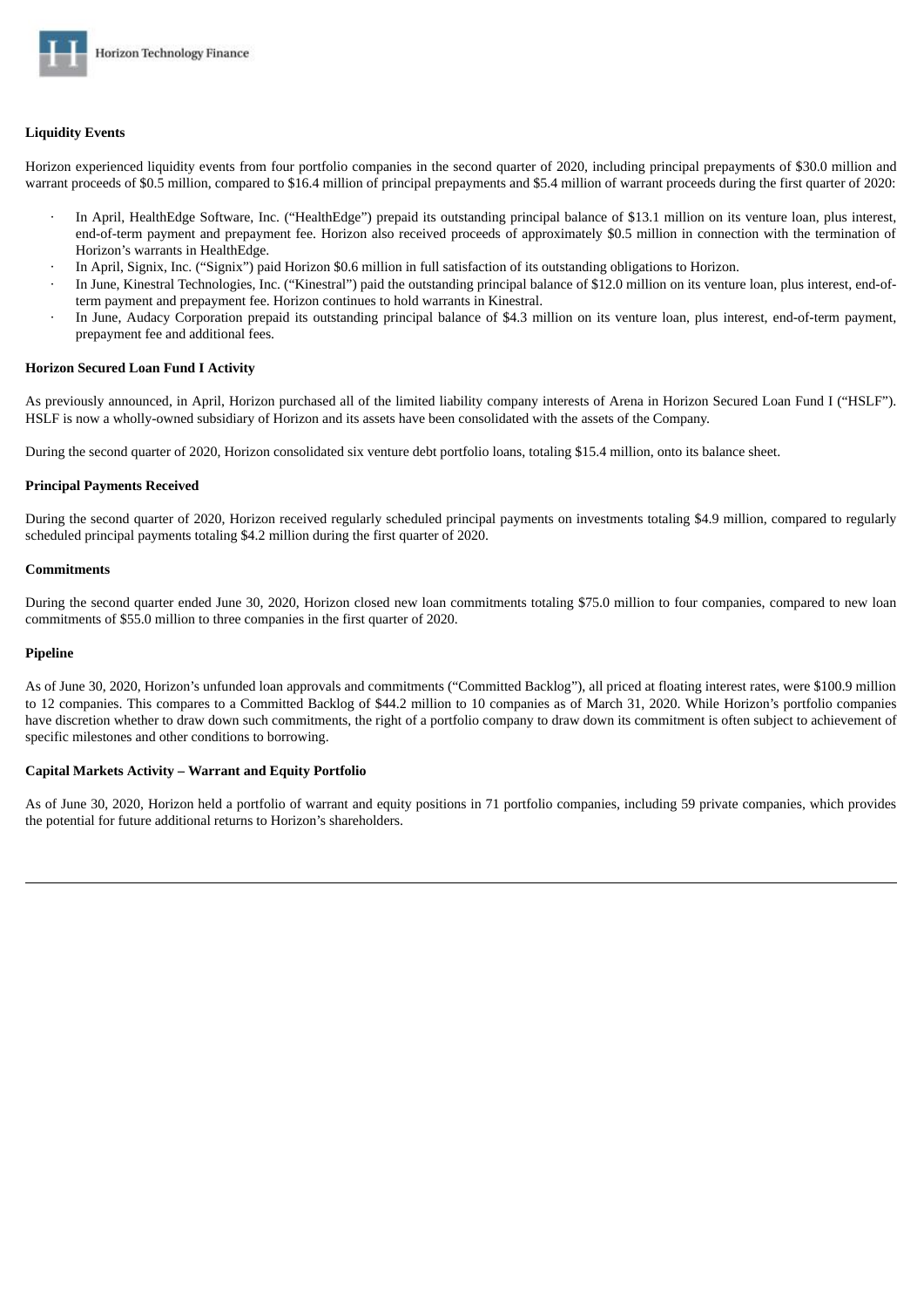**Liquidity Events**

Horizon experienced liquidity events from four portfolio companies in the second quarter of 2020, including principal prepayments of $30.0 million and warrant proceeds of $0.5 million, compared to $16.4 million of principal prepayments and $5.4 million of warrant proceeds during the first quarter of 2020:

- In April, HealthEdge Software, Inc. ("HealthEdge") prepaid its outstanding principal balance of $13.1 million on its venture loan, plus interest, end-of-term payment and prepayment fee. Horizon also received proceeds of approximately $0.5 million in connection with the termination of Horizon's warrants in HealthEdge.
- In April, Signix, Inc. ("Signix") paid Horizon $0.6 million in full satisfaction of its outstanding obligations to Horizon.
- In June, Kinestral Technologies, Inc. ("Kinestral") paid the outstanding principal balance of $12.0 million on its venture loan, plus interest, end-of-term payment and prepayment fee. Horizon continues to hold warrants in Kinestral.
- In June, Audacy Corporation prepaid its outstanding principal balance of $4.3 million on its venture loan, plus interest, end-of-term payment, prepayment fee and additional fees.

**Horizon Secured Loan Fund I Activity**

As previously announced, in April, Horizon purchased all of the limited liability company interests of Arena in Horizon Secured Loan Fund I ("HSLF"). HSLF is now a wholly-owned subsidiary of Horizon and its assets have been consolidated with the assets of the Company.

During the second quarter of 2020, Horizon consolidated six venture debt portfolio loans, totaling $15.4 million, onto its balance sheet.

**Principal Payments Received**

During the second quarter of 2020, Horizon received regularly scheduled principal payments on investments totaling $4.9 million, compared to regularly scheduled principal payments totaling $4.2 million during the first quarter of 2020.

**Commitments**

During the second quarter ended June 30, 2020, Horizon closed new loan commitments totaling $75.0 million to four companies, compared to new loan commitments of $55.0 million to three companies in the first quarter of 2020.

**Pipeline**

As of June 30, 2020, Horizon's unfunded loan approvals and commitments ("Committed Backlog"), all priced at floating interest rates, were $100.9 million to 12 companies. This compares to a Committed Backlog of $44.2 million to 10 companies as of March 31, 2020. While Horizon's portfolio companies have discretion whether to draw down such commitments, the right of a portfolio company to draw down its commitment is often subject to achievement of specific milestones and other conditions to borrowing.

**Capital Markets Activity – Warrant and Equity Portfolio**

As of June 30, 2020, Horizon held a portfolio of warrant and equity positions in 71 portfolio companies, including 59 private companies, which provides the potential for future additional returns to Horizon's shareholders.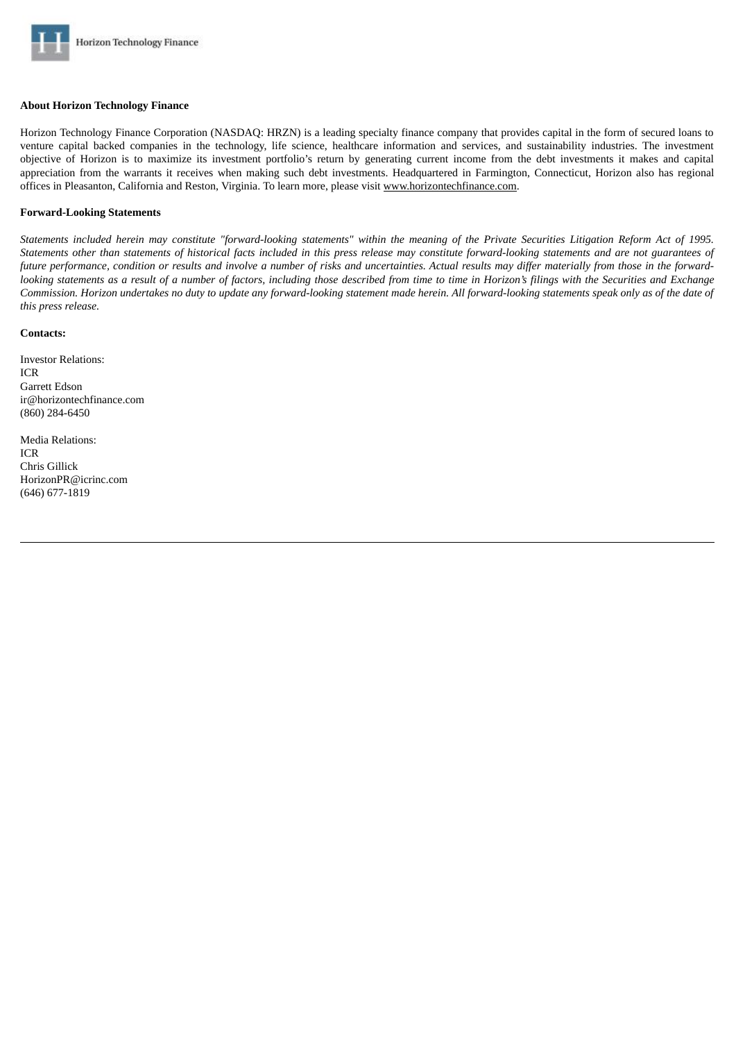**About Horizon Technology Finance**

Horizon Technology Finance Corporation (NASDAQ: HRZN) is a leading specialty finance company that provides capital in the form of secured loans to venture capital backed companies in the technology, life science, healthcare information and services, and sustainability industries. The investment objective of Horizon is to maximize its investment portfolio's return by generating current income from the debt investments it makes and capital appreciation from the warrants it receives when making such debt investments. Headquartered in Farmington, Connecticut, Horizon also has regional offices in Pleasanton, California and Reston, Virginia. To learn more, please visit www.horizontechfinance.com.

**Forward-Looking Statements**

*Statements included herein may constitute "forward-looking statements" within the meaning of the Private Securities Litigation Reform Act of 1995. Statements other than statements of historical facts included in this press release may constitute forward-looking statements and are not guarantees of future performance, condition or results and involve a number of risks and uncertainties. Actual results may differ materially from those in the forward-looking statements as a result of a number of factors, including those described from time to time in Horizon's filings with the Securities and Exchange Commission. Horizon undertakes no duty to update any forward-looking statement made herein. All forward-looking statements speak only as of the date of this press release.*

**Contacts:**

Investor Relations:
ICR
Garrett Edson
ir@horizontechfinance.com
(860) 284-6450

Media Relations:
ICR
Chris Gillick
HorizonPR@icrinc.com
(646) 677-1819